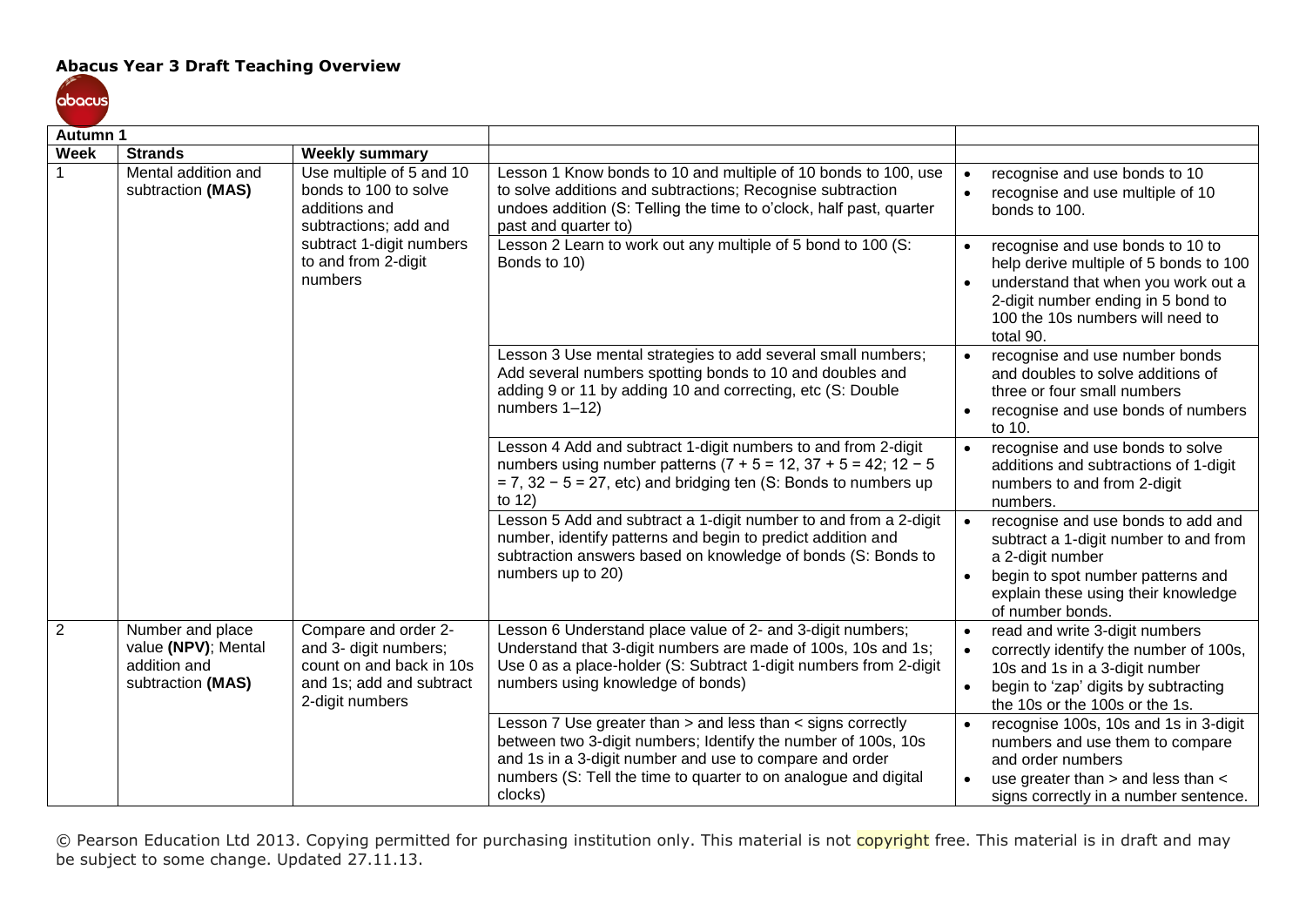**Abacus Year 3 Draft Teaching Overview**

| Autumn 1 | | | | |
|---|---|---|---|---|
| **Week** | **Strands** | **Weekly summary** | | |
| 1 | Mental addition and subtraction **(MAS)** | Use multiple of 5 and 10 bonds to 100 to solve additions and subtractions; add and subtract 1-digit numbers to and from 2-digit numbers | Lesson 1 Know bonds to 10 and multiple of 10 bonds to 100, use to solve additions and subtractions; Recognise subtraction undoes addition (S: Telling the time to o'clock, half past, quarter past and quarter to) | • recognise and use bonds to 10<br>• recognise and use multiple of 10 bonds to 100. |
| | | | Lesson 2 Learn to work out any multiple of 5 bond to 100 (S: Bonds to 10) | • recognise and use bonds to 10 to help derive multiple of 5 bonds to 100<br>• understand that when you work out a 2-digit number ending in 5 bond to 100 the 10s numbers will need to total 90. |
| | | | Lesson 3 Use mental strategies to add several small numbers; Add several numbers spotting bonds to 10 and doubles and adding 9 or 11 by adding 10 and correcting, etc (S: Double numbers 1–12) | • recognise and use number bonds and doubles to solve additions of three or four small numbers<br>• recognise and use bonds of numbers to 10. |
| | | | Lesson 4 Add and subtract 1-digit numbers to and from 2-digit numbers using number patterns ($7 + 5 = 12$, $37 + 5 = 42$; $12 - 5 = 7$, $32 - 5 = 27$, etc) and bridging ten (S: Bonds to numbers up to 12) | • recognise and use bonds to solve additions and subtractions of 1-digit numbers to and from 2-digit numbers. |
| | | | Lesson 5 Add and subtract a 1-digit number to and from a 2-digit number, identify patterns and begin to predict addition and subtraction answers based on knowledge of bonds (S: Bonds to numbers up to 20) | • recognise and use bonds to add and subtract a 1-digit number to and from a 2-digit number<br>• begin to spot number patterns and explain these using their knowledge of number bonds. |
| 2 | Number and place value **(NPV)**; Mental addition and subtraction **(MAS)** | Compare and order 2- and 3- digit numbers; count on and back in 10s and 1s; add and subtract 2-digit numbers | Lesson 6 Understand place value of 2- and 3-digit numbers; Understand that 3-digit numbers are made of 100s, 10s and 1s; Use 0 as a place-holder (S: Subtract 1-digit numbers from 2-digit numbers using knowledge of bonds) | • read and write 3-digit numbers<br>• correctly identify the number of 100s, 10s and 1s in a 3-digit number<br>• begin to 'zap' digits by subtracting the 10s or the 100s or the 1s. |
| | | | Lesson 7 Use greater than > and less than < signs correctly between two 3-digit numbers; Identify the number of 100s, 10s and 1s in a 3-digit number and use to compare and order numbers (S: Tell the time to quarter to on analogue and digital clocks) | • recognise 100s, 10s and 1s in 3-digit numbers and use them to compare and order numbers<br>• use greater than > and less than < signs correctly in a number sentence. |

© Pearson Education Ltd 2013. Copying permitted for purchasing institution only. This material is not copyright free. This material is in draft and may be subject to some change. Updated 27.11.13.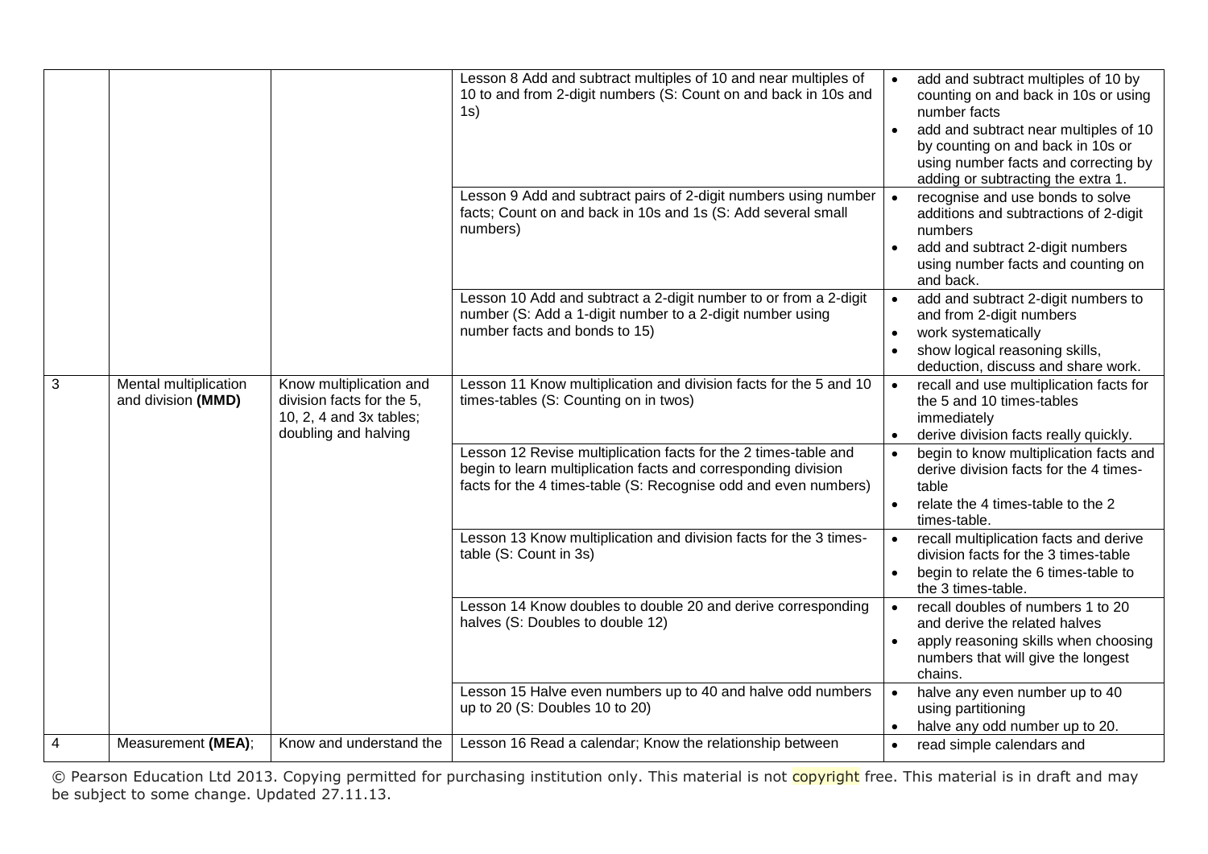| | | | | |
|---|---|---|---|---|
| | | | Lesson 8 Add and subtract multiples of 10 and near multiples of 10 to and from 2-digit numbers (S: Count on and back in 10s and 1s) | • add and subtract multiples of 10 by counting on and back in 10s or using number facts<br>• add and subtract near multiples of 10 by counting on and back in 10s or using number facts and correcting by adding or subtracting the extra 1. |
| | | | Lesson 9 Add and subtract pairs of 2-digit numbers using number facts; Count on and back in 10s and 1s (S: Add several small numbers) | • recognise and use bonds to solve additions and subtractions of 2-digit numbers<br>• add and subtract 2-digit numbers using number facts and counting on and back. |
| | | | Lesson 10 Add and subtract a 2-digit number to or from a 2-digit number (S: Add a 1-digit number to a 2-digit number using number facts and bonds to 15) | • add and subtract 2-digit numbers to and from 2-digit numbers<br>• work systematically<br>• show logical reasoning skills, deduction, discuss and share work. |
| 3 | Mental multiplication and division **(MMD)** | Know multiplication and division facts for the 5, 10, 2, 4 and 3x tables; doubling and halving | Lesson 11 Know multiplication and division facts for the 5 and 10 times-tables (S: Counting on in twos) | • recall and use multiplication facts for the 5 and 10 times-tables immediately<br>• derive division facts really quickly. |
| | | | Lesson 12 Revise multiplication facts for the 2 times-table and begin to learn multiplication facts and corresponding division facts for the 4 times-table (S: Recognise odd and even numbers) | • begin to know multiplication facts and derive division facts for the 4 times-table<br>• relate the 4 times-table to the 2 times-table. |
| | | | Lesson 13 Know multiplication and division facts for the 3 times-table (S: Count in 3s) | • recall multiplication facts and derive division facts for the 3 times-table<br>• begin to relate the 6 times-table to the 3 times-table. |
| | | | Lesson 14 Know doubles to double 20 and derive corresponding halves (S: Doubles to double 12) | • recall doubles of numbers 1 to 20 and derive the related halves<br>• apply reasoning skills when choosing numbers that will give the longest chains. |
| | | | Lesson 15 Halve even numbers up to 40 and halve odd numbers up to 20 (S: Doubles 10 to 20) | • halve any even number up to 40 using partitioning<br>• halve any odd number up to 20. |
| 4 | Measurement **(MEA)**; | Know and understand the | Lesson 16 Read a calendar; Know the relationship between | • read simple calendars and |

© Pearson Education Ltd 2013. Copying permitted for purchasing institution only. This material is not copyright free. This material is in draft and may be subject to some change. Updated 27.11.13.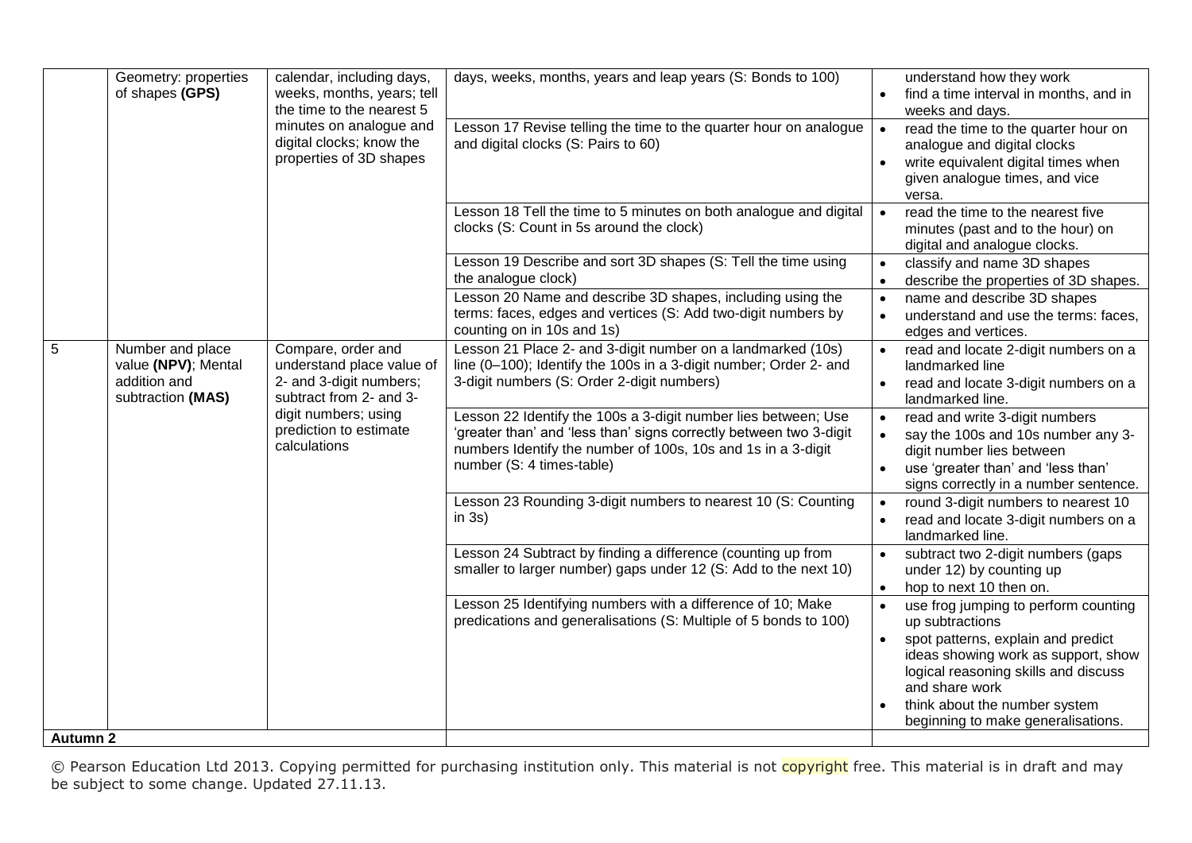| | | | | |
|---|---|---|---|---|
| | Geometry: properties of shapes **(GPS)** | calendar, including days, weeks, months, years; tell the time to the nearest 5 minutes on analogue and digital clocks; know the properties of 3D shapes | days, weeks, months, years and leap years (S: Bonds to 100) | understand how they work<br>• find a time interval in months, and in weeks and days. |
| | | | Lesson 17 Revise telling the time to the quarter hour on analogue and digital clocks (S: Pairs to 60) | • read the time to the quarter hour on analogue and digital clocks<br>• write equivalent digital times when given analogue times, and vice versa. |
| | | | Lesson 18 Tell the time to 5 minutes on both analogue and digital clocks (S: Count in 5s around the clock) | • read the time to the nearest five minutes (past and to the hour) on digital and analogue clocks. |
| | | | Lesson 19 Describe and sort 3D shapes (S: Tell the time using the analogue clock) | • classify and name 3D shapes<br>• describe the properties of 3D shapes. |
| | | | Lesson 20 Name and describe 3D shapes, including using the terms: faces, edges and vertices (S: Add two-digit numbers by counting on in 10s and 1s) | • name and describe 3D shapes<br>• understand and use the terms: faces, edges and vertices. |
| 5 | Number and place value **(NPV)**; Mental addition and subtraction **(MAS)** | Compare, order and understand place value of 2- and 3-digit numbers; subtract from 2- and 3-digit numbers; using prediction to estimate calculations | Lesson 21 Place 2- and 3-digit number on a landmarked (10s) line (0–100); Identify the 100s in a 3-digit number; Order 2- and 3-digit numbers (S: Order 2-digit numbers) | • read and locate 2-digit numbers on a landmarked line<br>• read and locate 3-digit numbers on a landmarked line. |
| | | | Lesson 22 Identify the 100s a 3-digit number lies between; Use 'greater than' and 'less than' signs correctly between two 3-digit numbers Identify the number of 100s, 10s and 1s in a 3-digit number (S: 4 times-table) | • read and write 3-digit numbers<br>• say the 100s and 10s number any 3-digit number lies between<br>• use 'greater than' and 'less than' signs correctly in a number sentence. |
| | | | Lesson 23 Rounding 3-digit numbers to nearest 10 (S: Counting in 3s) | • round 3-digit numbers to nearest 10<br>• read and locate 3-digit numbers on a landmarked line. |
| | | | Lesson 24 Subtract by finding a difference (counting up from smaller to larger number) gaps under 12 (S: Add to the next 10) | • subtract two 2-digit numbers (gaps under 12) by counting up<br>• hop to next 10 then on. |
| | | | Lesson 25 Identifying numbers with a difference of 10; Make predications and generalisations (S: Multiple of 5 bonds to 100) | • use frog jumping to perform counting up subtractions<br>• spot patterns, explain and predict ideas showing work as support, show logical reasoning skills and discuss and share work<br>• think about the number system beginning to make generalisations. |
| **Autumn 2** | | | | |

© Pearson Education Ltd 2013. Copying permitted for purchasing institution only. This material is not copyright free. This material is in draft and may be subject to some change. Updated 27.11.13.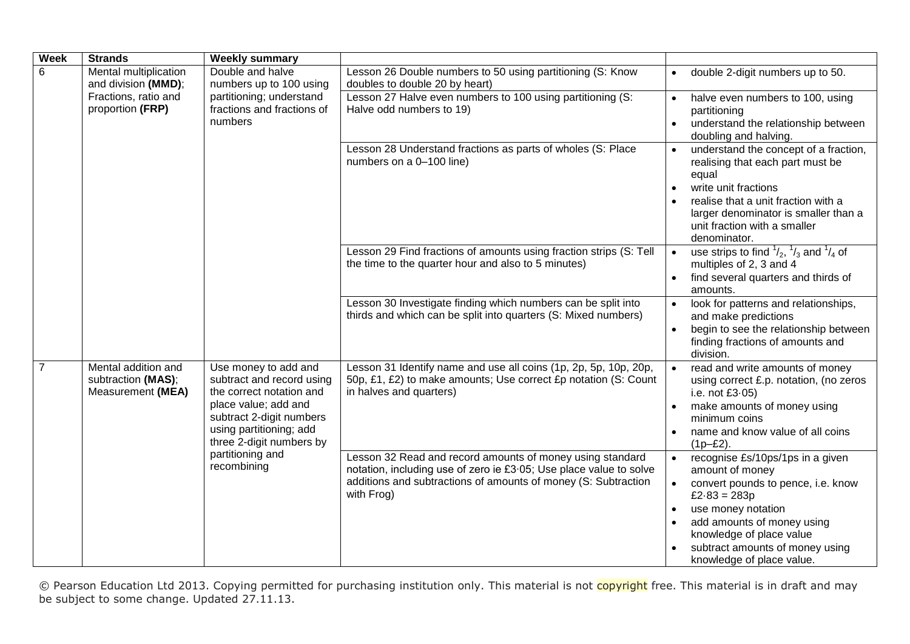| Week | Strands | Weekly summary | | |
|---|---|---|---|---|
| 6 | Mental multiplication and division **(MMD)**; Fractions, ratio and proportion **(FRP)** | Double and halve numbers up to 100 using partitioning; understand fractions and fractions of numbers | Lesson 26 Double numbers to 50 using partitioning (S: Know doubles to double 20 by heart) | • double 2-digit numbers up to 50. |
| | | | Lesson 27 Halve even numbers to 100 using partitioning (S: Halve odd numbers to 19) | • halve even numbers to 100, using partitioning<br>• understand the relationship between doubling and halving. |
| | | | Lesson 28 Understand fractions as parts of wholes (S: Place numbers on a 0–100 line) | • understand the concept of a fraction, realising that each part must be equal<br>• write unit fractions<br>• realise that a unit fraction with a larger denominator is smaller than a unit fraction with a smaller denominator. |
| | | | Lesson 29 Find fractions of amounts using fraction strips (S: Tell the time to the quarter hour and also to 5 minutes) | • use strips to find $^1/_2$, $^1/_3$ and $^1/_4$ of multiples of 2, 3 and 4<br>• find several quarters and thirds of amounts. |
| | | | Lesson 30 Investigate finding which numbers can be split into thirds and which can be split into quarters (S: Mixed numbers) | • look for patterns and relationships, and make predictions<br>• begin to see the relationship between finding fractions of amounts and division. |
| 7 | Mental addition and subtraction **(MAS)**; Measurement **(MEA)** | Use money to add and subtract and record using the correct notation and place value; add and subtract 2-digit numbers using partitioning; add three 2-digit numbers by partitioning and recombining | Lesson 31 Identify name and use all coins (1p, 2p, 5p, 10p, 20p, 50p, £1, £2) to make amounts; Use correct £p notation (S: Count in halves and quarters) | • read and write amounts of money using correct £.p. notation, (no zeros i.e. not £3·05)<br>• make amounts of money using minimum coins<br>• name and know value of all coins (1p–£2). |
| | | | Lesson 32 Read and record amounts of money using standard notation, including use of zero ie £3·05; Use place value to solve additions and subtractions of amounts of money (S: Subtraction with Frog) | • recognise £s/10ps/1ps in a given amount of money<br>• convert pounds to pence, i.e. know £2·83 = 283p<br>• use money notation<br>• add amounts of money using knowledge of place value<br>• subtract amounts of money using knowledge of place value. |

© Pearson Education Ltd 2013. Copying permitted for purchasing institution only. This material is not copyright free. This material is in draft and may be subject to some change. Updated 27.11.13.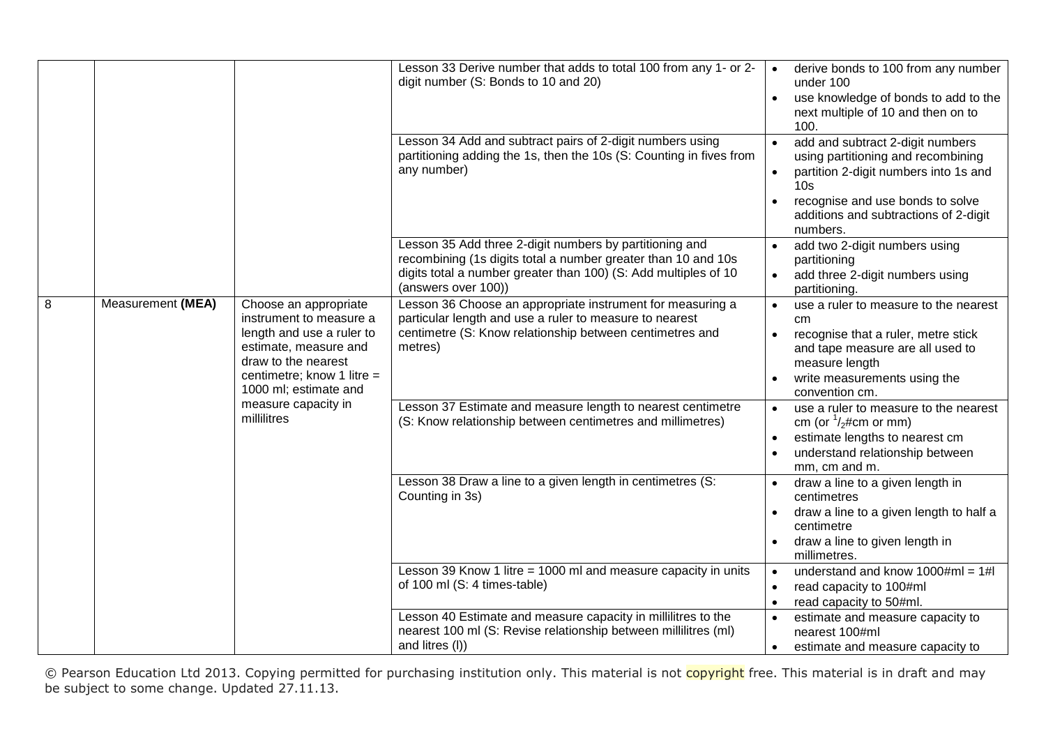| | | | Lesson 33 Derive number that adds to total 100 from any 1- or 2-digit number (S: Bonds to 10 and 20) | • derive bonds to 100 from any number under 100<br>• use knowledge of bonds to add to the next multiple of 10 and then on to 100. |
|---|---|---|---|---|
| | | | Lesson 34 Add and subtract pairs of 2-digit numbers using partitioning adding the 1s, then the 10s (S: Counting in fives from any number) | • add and subtract 2-digit numbers using partitioning and recombining<br>• partition 2-digit numbers into 1s and 10s<br>• recognise and use bonds to solve additions and subtractions of 2-digit numbers. |
| | | | Lesson 35 Add three 2-digit numbers by partitioning and recombining (1s digits total a number greater than 10 and 10s digits total a number greater than 100) (S: Add multiples of 10 (answers over 100)) | • add two 2-digit numbers using partitioning<br>• add three 2-digit numbers using partitioning. |
| 8 | Measurement **(MEA)** | Choose an appropriate instrument to measure a length and use a ruler to estimate, measure and draw to the nearest centimetre; know 1 litre = 1000 ml; estimate and measure capacity in millilitres | Lesson 36 Choose an appropriate instrument for measuring a particular length and use a ruler to measure to nearest centimetre (S: Know relationship between centimetres and metres) | • use a ruler to measure to the nearest cm<br>• recognise that a ruler, metre stick and tape measure are all used to measure length<br>• write measurements using the convention cm. |
| | | | Lesson 37 Estimate and measure length to nearest centimetre (S: Know relationship between centimetres and millimetres) | • use a ruler to measure to the nearest cm (or $^1/_2$#cm or mm)<br>• estimate lengths to nearest cm<br>• understand relationship between mm, cm and m. |
| | | | Lesson 38 Draw a line to a given length in centimetres (S: Counting in 3s) | • draw a line to a given length in centimetres<br>• draw a line to a given length to half a centimetre<br>• draw a line to given length in millimetres. |
| | | | Lesson 39 Know 1 litre = 1000 ml and measure capacity in units of 100 ml (S: 4 times-table) | • understand and know 1000#ml = 1#l<br>• read capacity to 100#ml<br>• read capacity to 50#ml. |
| | | | Lesson 40 Estimate and measure capacity in millilitres to the nearest 100 ml (S: Revise relationship between millilitres (ml) and litres (l)) | • estimate and measure capacity to nearest 100#ml<br>• estimate and measure capacity to |

© Pearson Education Ltd 2013. Copying permitted for purchasing institution only. This material is not copyright free. This material is in draft and may be subject to some change. Updated 27.11.13.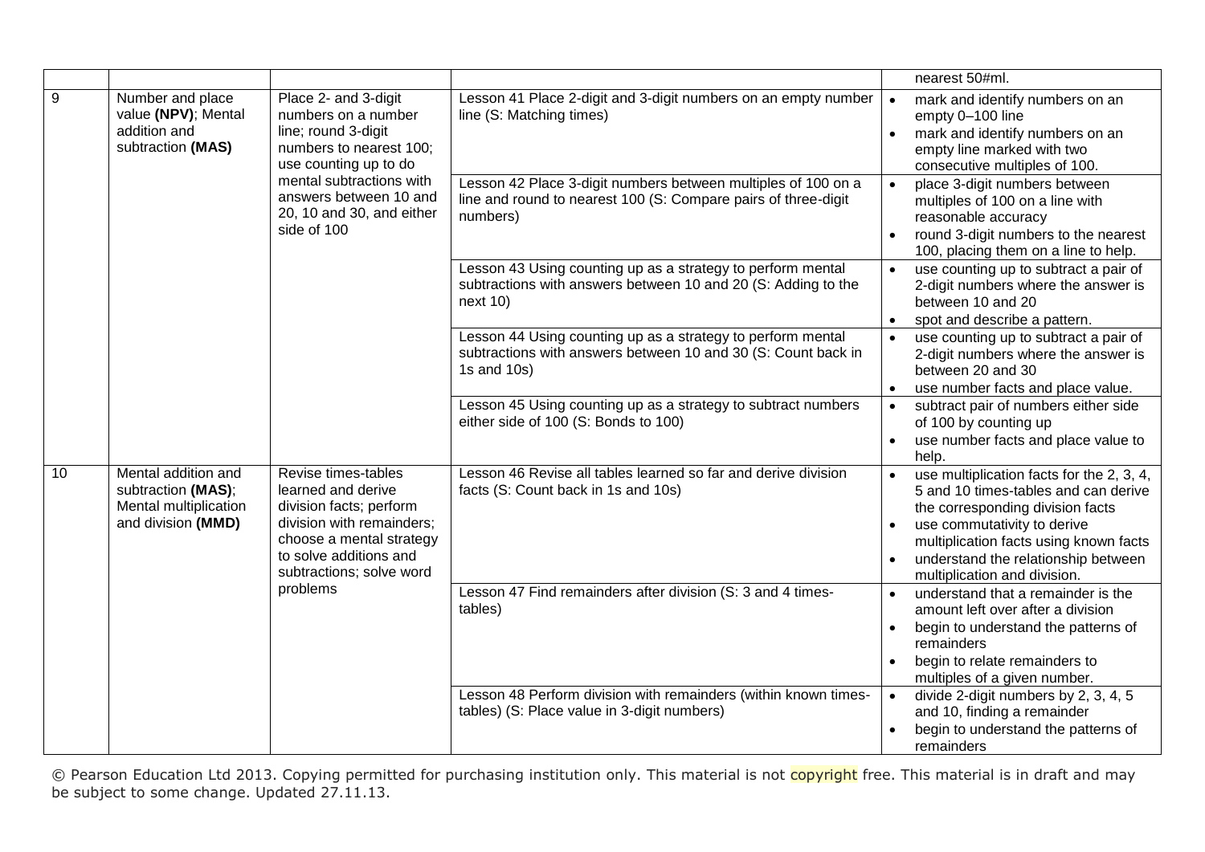| | | | | nearest 50#ml. |
|---|---|---|---|---|
| 9 | Number and place value **(NPV)**; Mental addition and subtraction **(MAS)** | Place 2- and 3-digit numbers on a number line; round 3-digit numbers to nearest 100; use counting up to do mental subtractions with answers between 10 and 20, 10 and 30, and either side of 100 | Lesson 41 Place 2-digit and 3-digit numbers on an empty number line (S: Matching times) | • mark and identify numbers on an empty 0–100 line<br>• mark and identify numbers on an empty line marked with two consecutive multiples of 100. |
| | | | Lesson 42 Place 3-digit numbers between multiples of 100 on a line and round to nearest 100 (S: Compare pairs of three-digit numbers) | • place 3-digit numbers between multiples of 100 on a line with reasonable accuracy<br>• round 3-digit numbers to the nearest 100, placing them on a line to help. |
| | | | Lesson 43 Using counting up as a strategy to perform mental subtractions with answers between 10 and 20 (S: Adding to the next 10) | • use counting up to subtract a pair of 2-digit numbers where the answer is between 10 and 20<br>• spot and describe a pattern. |
| | | | Lesson 44 Using counting up as a strategy to perform mental subtractions with answers between 10 and 30 (S: Count back in 1s and 10s) | • use counting up to subtract a pair of 2-digit numbers where the answer is between 20 and 30<br>• use number facts and place value. |
| | | | Lesson 45 Using counting up as a strategy to subtract numbers either side of 100 (S: Bonds to 100) | • subtract pair of numbers either side of 100 by counting up<br>• use number facts and place value to help. |
| 10 | Mental addition and subtraction **(MAS)**; Mental multiplication and division **(MMD)** | Revise times-tables learned and derive division facts; perform division with remainders; choose a mental strategy to solve additions and subtractions; solve word problems | Lesson 46 Revise all tables learned so far and derive division facts (S: Count back in 1s and 10s) | • use multiplication facts for the 2, 3, 4, 5 and 10 times-tables and can derive the corresponding division facts<br>• use commutativity to derive multiplication facts using known facts<br>• understand the relationship between multiplication and division. |
| | | | Lesson 47 Find remainders after division (S: 3 and 4 times-tables) | • understand that a remainder is the amount left over after a division<br>• begin to understand the patterns of remainders<br>• begin to relate remainders to multiples of a given number. |
| | | | Lesson 48 Perform division with remainders (within known times-tables) (S: Place value in 3-digit numbers) | • divide 2-digit numbers by 2, 3, 4, 5 and 10, finding a remainder<br>• begin to understand the patterns of remainders |

© Pearson Education Ltd 2013. Copying permitted for purchasing institution only. This material is not copyright free. This material is in draft and may be subject to some change. Updated 27.11.13.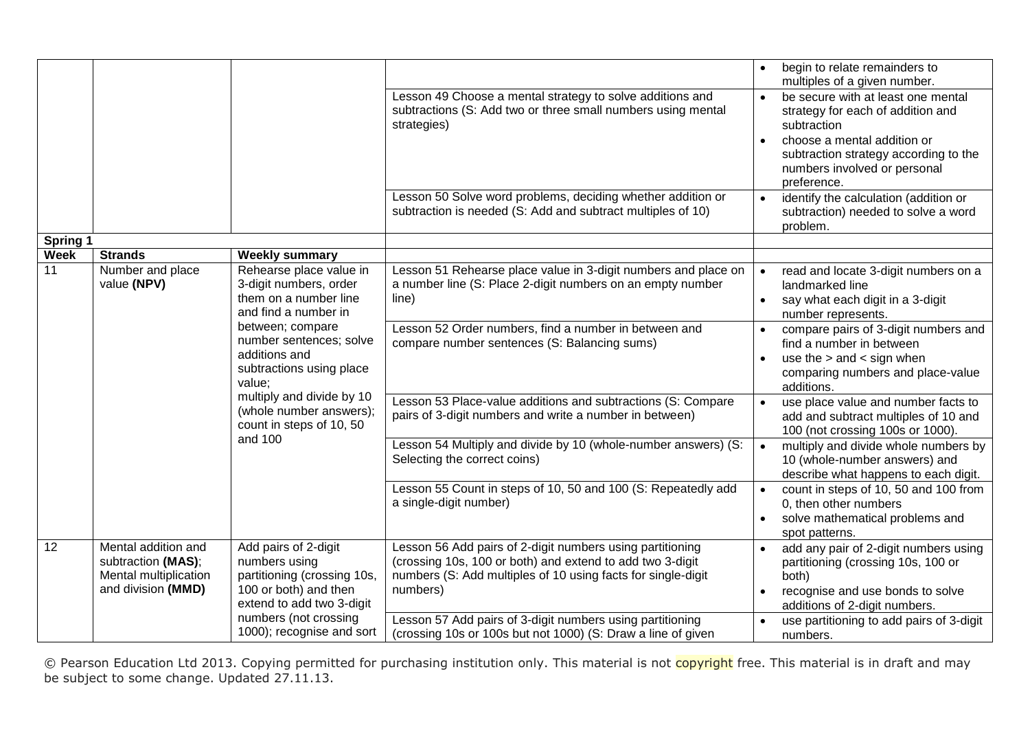| | | | | |
|---|---|---|---|---|
| | | | | • begin to relate remainders to multiples of a given number. |
| | | | Lesson 49 Choose a mental strategy to solve additions and subtractions (S: Add two or three small numbers using mental strategies) | • be secure with at least one mental strategy for each of addition and subtraction<br>• choose a mental addition or subtraction strategy according to the numbers involved or personal preference. |
| | | | Lesson 50 Solve word problems, deciding whether addition or subtraction is needed (S: Add and subtract multiples of 10) | • identify the calculation (addition or subtraction) needed to solve a word problem. |
| **Spring 1** | | | | |
| **Week** | **Strands** | **Weekly summary** | | |
| 11 | Number and place value **(NPV)** | Rehearse place value in 3-digit numbers, order them on a number line and find a number in between; compare number sentences; solve additions and subtractions using place value; multiply and divide by 10 (whole number answers); count in steps of 10, 50 and 100 | Lesson 51 Rehearse place value in 3-digit numbers and place on a number line (S: Place 2-digit numbers on an empty number line) | • read and locate 3-digit numbers on a landmarked line<br>• say what each digit in a 3-digit number represents. |
| | | | Lesson 52 Order numbers, find a number in between and compare number sentences (S: Balancing sums) | • compare pairs of 3-digit numbers and find a number in between<br>• use the > and < sign when comparing numbers and place-value additions. |
| | | | Lesson 53 Place-value additions and subtractions (S: Compare pairs of 3-digit numbers and write a number in between) | • use place value and number facts to add and subtract multiples of 10 and 100 (not crossing 100s or 1000). |
| | | | Lesson 54 Multiply and divide by 10 (whole-number answers) (S: Selecting the correct coins) | • multiply and divide whole numbers by 10 (whole-number answers) and describe what happens to each digit. |
| | | | Lesson 55 Count in steps of 10, 50 and 100 (S: Repeatedly add a single-digit number) | • count in steps of 10, 50 and 100 from 0, then other numbers<br>• solve mathematical problems and spot patterns. |
| 12 | Mental addition and subtraction **(MAS)**; Mental multiplication and division **(MMD)** | Add pairs of 2-digit numbers using partitioning (crossing 10s, 100 or both) and then extend to add two 3-digit numbers (not crossing 1000); recognise and sort | Lesson 56 Add pairs of 2-digit numbers using partitioning (crossing 10s, 100 or both) and extend to add two 3-digit numbers (S: Add multiples of 10 using facts for single-digit numbers) | • add any pair of 2-digit numbers using partitioning (crossing 10s, 100 or both)<br>• recognise and use bonds to solve additions of 2-digit numbers. |
| | | | Lesson 57 Add pairs of 3-digit numbers using partitioning (crossing 10s or 100s but not 1000) (S: Draw a line of given | • use partitioning to add pairs of 3-digit numbers. |

© Pearson Education Ltd 2013. Copying permitted for purchasing institution only. This material is not copyright free. This material is in draft and may be subject to some change. Updated 27.11.13.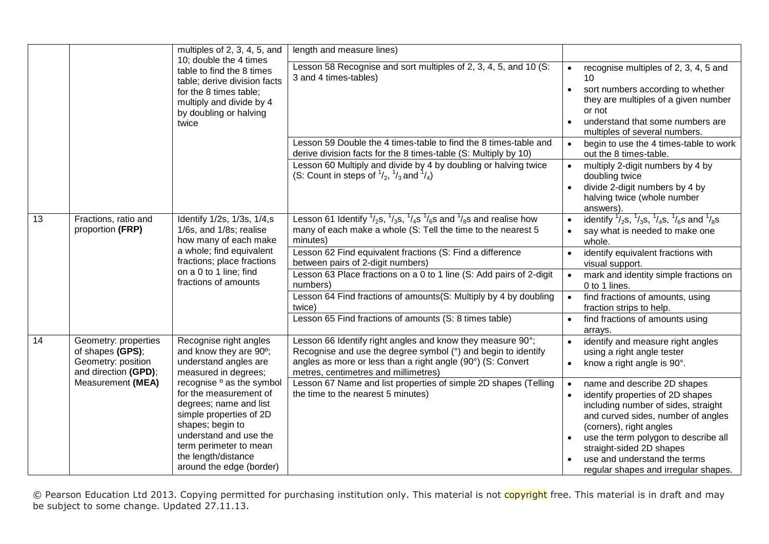| | | | | |
|---|---|---|---|---|
| | | multiples of 2, 3, 4, 5, and 10; double the 4 times table to find the 8 times table; derive division facts for the 8 times table; multiply and divide by 4 by doubling or halving twice | length and measure lines) | |
| | | | Lesson 58 Recognise and sort multiples of 2, 3, 4, 5, and 10 (S: 3 and 4 times-tables) | • recognise multiples of 2, 3, 4, 5 and 10<br>• sort numbers according to whether they are multiples of a given number or not<br>• understand that some numbers are multiples of several numbers. |
| | | | Lesson 59 Double the 4 times-table to find the 8 times-table and derive division facts for the 8 times-table (S: Multiply by 10) | • begin to use the 4 times-table to work out the 8 times-table. |
| | | | Lesson 60 Multiply and divide by 4 by doubling or halving twice (S: Count in steps of $^1/_2$, $^1/_3$ and $^1/_4$) | • multiply 2-digit numbers by 4 by doubling twice<br>• divide 2-digit numbers by 4 by halving twice (whole number answers). |
| 13 | Fractions, ratio and proportion **(FRP)** | Identify 1/2s, 1/3s, 1/4,s 1/6s, and 1/8s; realise how many of each make a whole; find equivalent fractions; place fractions on a 0 to 1 line; find fractions of amounts | Lesson 61 Identify $^1/_2$s, $^1/_3$s, $^1/_4$s $^1/_6$s and $^1/_8$s and realise how many of each make a whole (S: Tell the time to the nearest 5 minutes) | • identify $^1/_2$s, $^1/_3$s, $^1/_4$s, $^1/_6$s and $^1/_8$s<br>• say what is needed to make one whole. |
| | | | Lesson 62 Find equivalent fractions (S: Find a difference between pairs of 2-digit numbers) | • identify equivalent fractions with visual support. |
| | | | Lesson 63 Place fractions on a 0 to 1 line (S: Add pairs of 2-digit numbers) | • mark and identity simple fractions on 0 to 1 lines. |
| | | | Lesson 64 Find fractions of amounts(S: Multiply by 4 by doubling twice) | • find fractions of amounts, using fraction strips to help. |
| | | | Lesson 65 Find fractions of amounts (S: 8 times table) | • find fractions of amounts using arrays. |
| 14 | Geometry: properties of shapes **(GPS)**; Geometry: position and direction **(GPD)**; Measurement **(MEA)** | Recognise right angles and know they are 90º; understand angles are measured in degrees; recognise º as the symbol for the measurement of degrees; name and list simple properties of 2D shapes; begin to understand and use the term perimeter to mean the length/distance around the edge (border) | Lesson 66 Identify right angles and know they measure 90°; Recognise and use the degree symbol (°) and begin to identify angles as more or less than a right angle (90°) (S: Convert metres, centimetres and millimetres) | • identify and measure right angles using a right angle tester<br>• know a right angle is 90°. |
| | | | Lesson 67 Name and list properties of simple 2D shapes (Telling the time to the nearest 5 minutes) | • name and describe 2D shapes<br>• identify properties of 2D shapes including number of sides, straight and curved sides, number of angles (corners), right angles<br>• use the term polygon to describe all straight-sided 2D shapes<br>• use and understand the terms regular shapes and irregular shapes. |

© Pearson Education Ltd 2013. Copying permitted for purchasing institution only. This material is not copyright free. This material is in draft and may be subject to some change. Updated 27.11.13.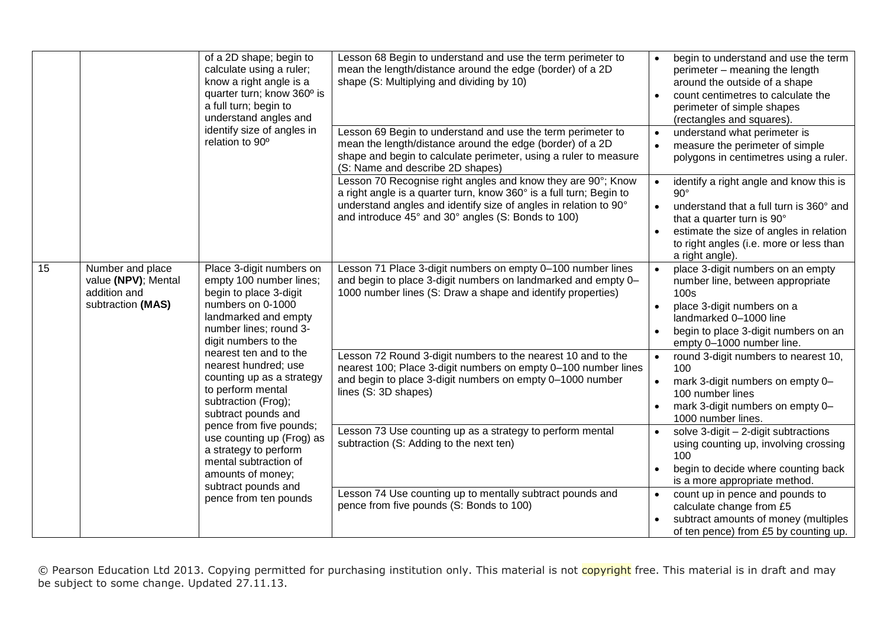| | | of a 2D shape; begin to calculate using a ruler; know a right angle is a quarter turn; know 360º is a full turn; begin to understand angles and identify size of angles in relation to 90º | Lesson 68 Begin to understand and use the term perimeter to mean the length/distance around the edge (border) of a 2D shape (S: Multiplying and dividing by 10) | • begin to understand and use the term perimeter – meaning the length around the outside of a shape<br>• count centimetres to calculate the perimeter of simple shapes (rectangles and squares). |
|---|---|---|---|---|
| | | | Lesson 69 Begin to understand and use the term perimeter to mean the length/distance around the edge (border) of a 2D shape and begin to calculate perimeter, using a ruler to measure (S: Name and describe 2D shapes) | • understand what perimeter is<br>• measure the perimeter of simple polygons in centimetres using a ruler. |
| | | | Lesson 70 Recognise right angles and know they are 90°; Know a right angle is a quarter turn, know 360° is a full turn; Begin to understand angles and identify size of angles in relation to 90° and introduce 45° and 30° angles (S: Bonds to 100) | • identify a right angle and know this is 90°<br>• understand that a full turn is 360° and that a quarter turn is 90°<br>• estimate the size of angles in relation to right angles (i.e. more or less than a right angle). |
| 15 | Number and place value **(NPV)**; Mental addition and subtraction **(MAS)** | Place 3-digit numbers on empty 100 number lines; begin to place 3-digit numbers on 0-1000 landmarked and empty number lines; round 3-digit numbers to the nearest ten and to the nearest hundred; use counting up as a strategy to perform mental subtraction (Frog); subtract pounds and pence from five pounds; use counting up (Frog) as a strategy to perform mental subtraction of amounts of money; subtract pounds and pence from ten pounds | Lesson 71 Place 3-digit numbers on empty 0–100 number lines and begin to place 3-digit numbers on landmarked and empty 0–1000 number lines (S: Draw a shape and identify properties) | • place 3-digit numbers on an empty number line, between appropriate 100s<br>• place 3-digit numbers on a landmarked 0–1000 line<br>• begin to place 3-digit numbers on an empty 0–1000 number line. |
| | | | Lesson 72 Round 3-digit numbers to the nearest 10 and to the nearest 100; Place 3-digit numbers on empty 0–100 number lines and begin to place 3-digit numbers on empty 0–1000 number lines (S: 3D shapes) | • round 3-digit numbers to nearest 10, 100<br>• mark 3-digit numbers on empty 0–100 number lines<br>• mark 3-digit numbers on empty 0–1000 number lines. |
| | | | Lesson 73 Use counting up as a strategy to perform mental subtraction (S: Adding to the next ten) | • solve 3-digit – 2-digit subtractions using counting up, involving crossing 100<br>• begin to decide where counting back is a more appropriate method. |
| | | | Lesson 74 Use counting up to mentally subtract pounds and pence from five pounds (S: Bonds to 100) | • count up in pence and pounds to calculate change from £5<br>• subtract amounts of money (multiples of ten pence) from £5 by counting up. |

© Pearson Education Ltd 2013. Copying permitted for purchasing institution only. This material is not copyright free. This material is in draft and may be subject to some change. Updated 27.11.13.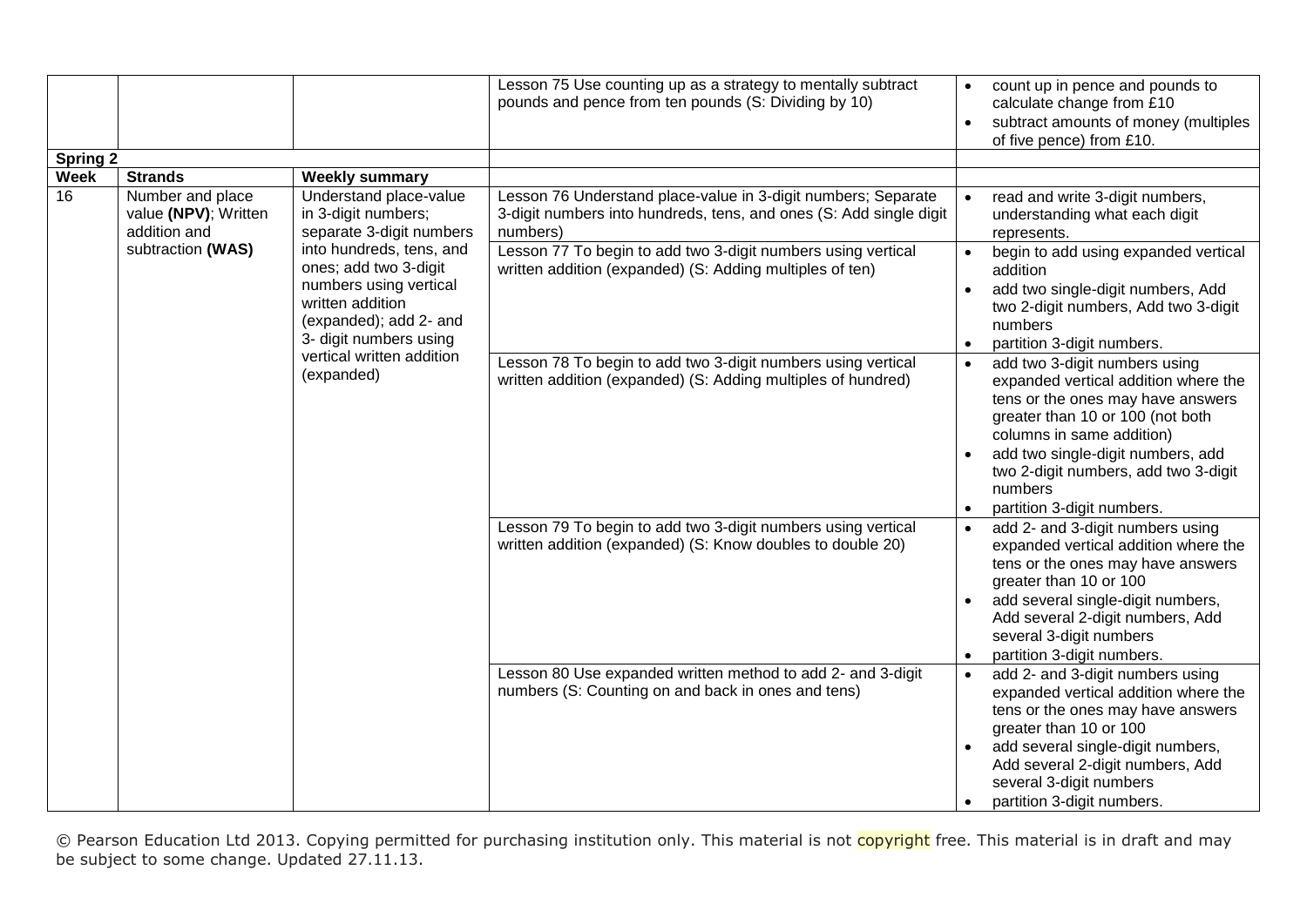| Week | Strands | Weekly summary | Lesson | Objectives |
|---|---|---|---|---|
| | | | Lesson 75 Use counting up as a strategy to mentally subtract pounds and pence from ten pounds (S: Dividing by 10) | • count up in pence and pounds to calculate change from £10<br>• subtract amounts of money (multiples of five pence) from £10. |
| **Spring 2** | | | | |
| **Week** | **Strands** | **Weekly summary** | | |
| 16 | Number and place value **(NPV)**; Written addition and subtraction **(WAS)** | Understand place-value in 3-digit numbers; separate 3-digit numbers into hundreds, tens, and ones; add two 3-digit numbers using vertical written addition (expanded); add 2- and 3- digit numbers using vertical written addition (expanded) | Lesson 76 Understand place-value in 3-digit numbers; Separate 3-digit numbers into hundreds, tens, and ones (S: Add single digit numbers) | • read and write 3-digit numbers, understanding what each digit represents. |
| | | | Lesson 77 To begin to add two 3-digit numbers using vertical written addition (expanded) (S: Adding multiples of ten) | • begin to add using expanded vertical addition<br>• add two single-digit numbers, Add two 2-digit numbers, Add two 3-digit numbers<br>• partition 3-digit numbers. |
| | | | Lesson 78 To begin to add two 3-digit numbers using vertical written addition (expanded) (S: Adding multiples of hundred) | • add two 3-digit numbers using expanded vertical addition where the tens or the ones may have answers greater than 10 or 100 (not both columns in same addition)<br>• add two single-digit numbers, add two 2-digit numbers, add two 3-digit numbers<br>• partition 3-digit numbers. |
| | | | Lesson 79 To begin to add two 3-digit numbers using vertical written addition (expanded) (S: Know doubles to double 20) | • add 2- and 3-digit numbers using expanded vertical addition where the tens or the ones may have answers greater than 10 or 100<br>• add several single-digit numbers, Add several 2-digit numbers, Add several 3-digit numbers<br>• partition 3-digit numbers. |
| | | | Lesson 80 Use expanded written method to add 2- and 3-digit numbers (S: Counting on and back in ones and tens) | • add 2- and 3-digit numbers using expanded vertical addition where the tens or the ones may have answers greater than 10 or 100<br>• add several single-digit numbers, Add several 2-digit numbers, Add several 3-digit numbers<br>• partition 3-digit numbers. |

© Pearson Education Ltd 2013. Copying permitted for purchasing institution only. This material is not copyright free. This material is in draft and may be subject to some change. Updated 27.11.13.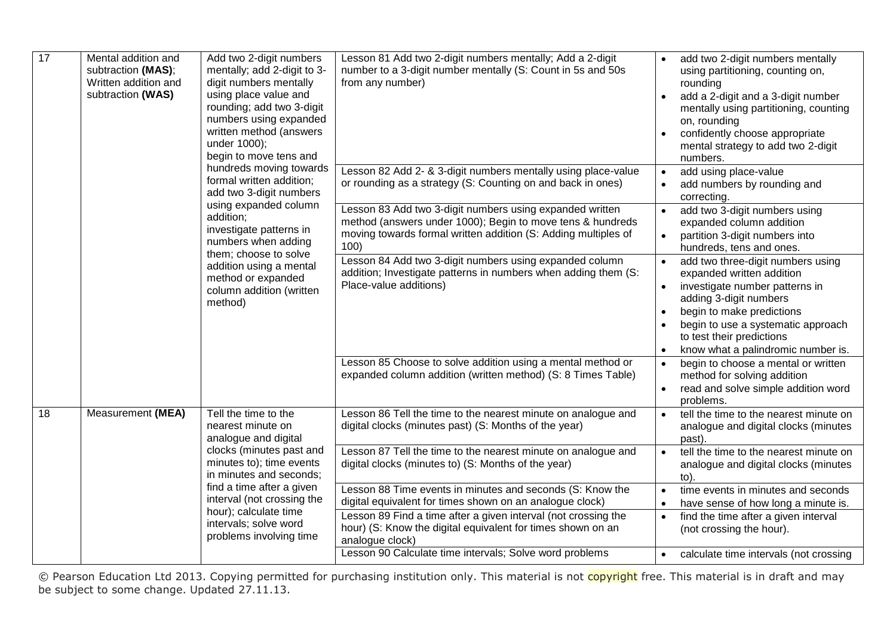| 17 | Mental addition and subtraction **(MAS)**; Written addition and subtraction **(WAS)** | Add two 2-digit numbers mentally; add 2-digit to 3-digit numbers mentally using place value and rounding; add two 3-digit numbers using expanded written method (answers under 1000); begin to move tens and hundreds moving towards formal written addition; add two 3-digit numbers using expanded column addition; investigate patterns in numbers when adding them; choose to solve addition using a mental method or expanded column addition (written method) | Lesson 81 Add two 2-digit numbers mentally; Add a 2-digit number to a 3-digit number mentally (S: Count in 5s and 50s from any number) | • add two 2-digit numbers mentally using partitioning, counting on, rounding<br>• add a 2-digit and a 3-digit number mentally using partitioning, counting on, rounding<br>• confidently choose appropriate mental strategy to add two 2-digit numbers. |
|---|---|---|---|---|
| | | | Lesson 82 Add 2- & 3-digit numbers mentally using place-value or rounding as a strategy (S: Counting on and back in ones) | • add using place-value<br>• add numbers by rounding and correcting. |
| | | | Lesson 83 Add two 3-digit numbers using expanded written method (answers under 1000); Begin to move tens & hundreds moving towards formal written addition (S: Adding multiples of 100) | • add two 3-digit numbers using expanded column addition<br>• partition 3-digit numbers into hundreds, tens and ones. |
| | | | Lesson 84 Add two 3-digit numbers using expanded column addition; Investigate patterns in numbers when adding them (S: Place-value additions) | • add two three-digit numbers using expanded written addition<br>• investigate number patterns in adding 3-digit numbers<br>• begin to make predictions<br>• begin to use a systematic approach to test their predictions<br>• know what a palindromic number is. |
| | | | Lesson 85 Choose to solve addition using a mental method or expanded column addition (written method) (S: 8 Times Table) | • begin to choose a mental or written method for solving addition<br>• read and solve simple addition word problems. |
| 18 | Measurement **(MEA)** | Tell the time to the nearest minute on analogue and digital clocks (minutes past and minutes to); time events in minutes and seconds; find a time after a given interval (not crossing the hour); calculate time intervals; solve word problems involving time | Lesson 86 Tell the time to the nearest minute on analogue and digital clocks (minutes past) (S: Months of the year) | • tell the time to the nearest minute on analogue and digital clocks (minutes past). |
| | | | Lesson 87 Tell the time to the nearest minute on analogue and digital clocks (minutes to) (S: Months of the year) | • tell the time to the nearest minute on analogue and digital clocks (minutes to). |
| | | | Lesson 88 Time events in minutes and seconds (S: Know the digital equivalent for times shown on an analogue clock) | • time events in minutes and seconds<br>• have sense of how long a minute is. |
| | | | Lesson 89 Find a time after a given interval (not crossing the hour) (S: Know the digital equivalent for times shown on an analogue clock) | • find the time after a given interval (not crossing the hour). |
| | | | Lesson 90 Calculate time intervals; Solve word problems | • calculate time intervals (not crossing |

© Pearson Education Ltd 2013. Copying permitted for purchasing institution only. This material is not copyright free. This material is in draft and may be subject to some change. Updated 27.11.13.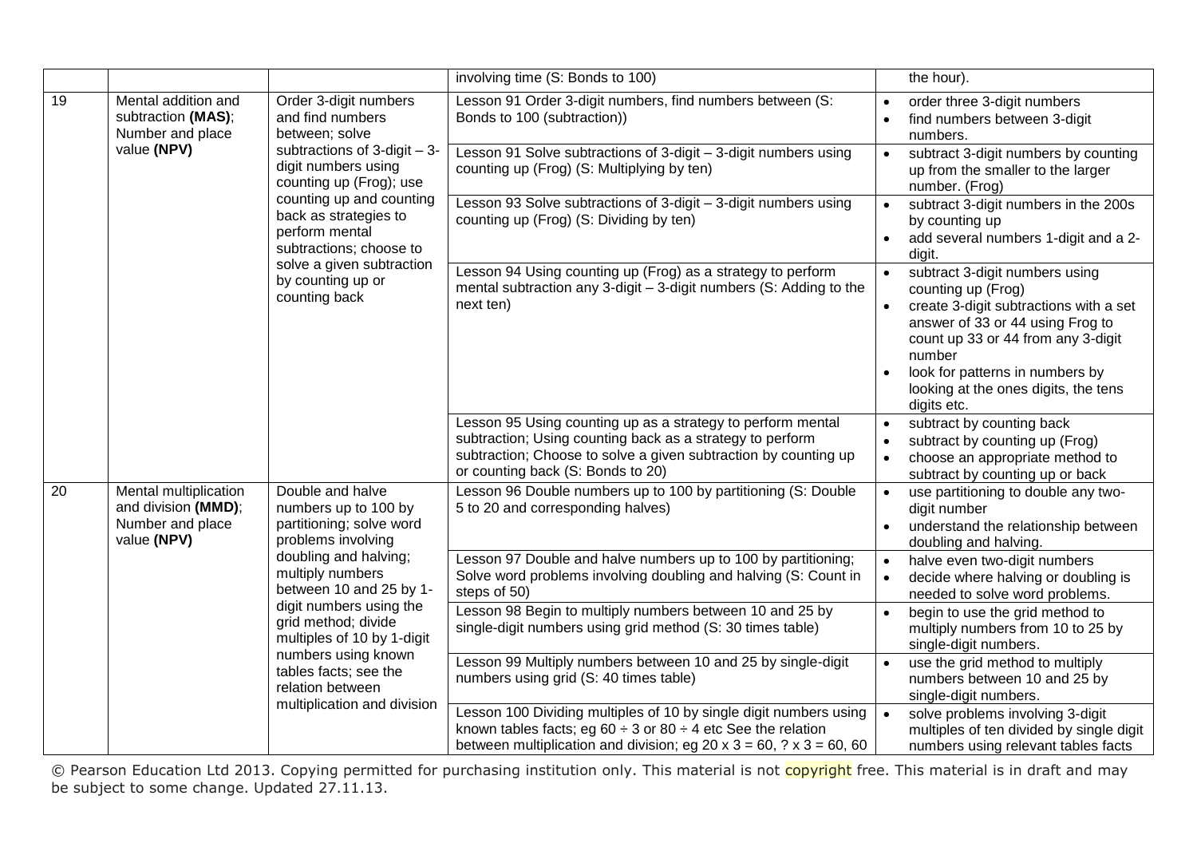|  |  |  | involving time (S: Bonds to 100) | the hour). |
|---|---|---|---|---|
| 19 | Mental addition and subtraction **(MAS)**; Number and place value **(NPV)** | Order 3-digit numbers and find numbers between; solve subtractions of 3-digit – 3-digit numbers using counting up (Frog); use counting up and counting back as strategies to perform mental subtractions; choose to solve a given subtraction by counting up or counting back | Lesson 91 Order 3-digit numbers, find numbers between (S: Bonds to 100 (subtraction)) | • order three 3-digit numbers<br>• find numbers between 3-digit numbers. |
|  |  |  | Lesson 91 Solve subtractions of 3-digit – 3-digit numbers using counting up (Frog) (S: Multiplying by ten) | • subtract 3-digit numbers by counting up from the smaller to the larger number. (Frog) |
|  |  |  | Lesson 93 Solve subtractions of 3-digit – 3-digit numbers using counting up (Frog) (S: Dividing by ten) | • subtract 3-digit numbers in the 200s by counting up<br>• add several numbers 1-digit and a 2-digit. |
|  |  |  | Lesson 94 Using counting up (Frog) as a strategy to perform mental subtraction any 3-digit – 3-digit numbers (S: Adding to the next ten) | • subtract 3-digit numbers using counting up (Frog)<br>• create 3-digit subtractions with a set answer of 33 or 44 using Frog to count up 33 or 44 from any 3-digit number<br>• look for patterns in numbers by looking at the ones digits, the tens digits etc. |
|  |  |  | Lesson 95 Using counting up as a strategy to perform mental subtraction; Using counting back as a strategy to perform subtraction; Choose to solve a given subtraction by counting up or counting back (S: Bonds to 20) | • subtract by counting back<br>• subtract by counting up (Frog)<br>• choose an appropriate method to subtract by counting up or back |
| 20 | Mental multiplication and division **(MMD)**; Number and place value **(NPV)** | Double and halve numbers up to 100 by partitioning; solve word problems involving doubling and halving; multiply numbers between 10 and 25 by 1-digit numbers using the grid method; divide multiples of 10 by 1-digit numbers using known tables facts; see the relation between multiplication and division | Lesson 96 Double numbers up to 100 by partitioning (S: Double 5 to 20 and corresponding halves) | • use partitioning to double any two-digit number<br>• understand the relationship between doubling and halving. |
|  |  |  | Lesson 97 Double and halve numbers up to 100 by partitioning; Solve word problems involving doubling and halving (S: Count in steps of 50) | • halve even two-digit numbers<br>• decide where halving or doubling is needed to solve word problems. |
|  |  |  | Lesson 98 Begin to multiply numbers between 10 and 25 by single-digit numbers using grid method (S: 30 times table) | • begin to use the grid method to multiply numbers from 10 to 25 by single-digit numbers. |
|  |  |  | Lesson 99 Multiply numbers between 10 and 25 by single-digit numbers using grid (S: 40 times table) | • use the grid method to multiply numbers between 10 and 25 by single-digit numbers. |
|  |  |  | Lesson 100 Dividing multiples of 10 by single digit numbers using known tables facts; eg $60 \div 3$ or $80 \div 4$ etc See the relation between multiplication and division; eg $20 \times 3 = 60$, $? \times 3 = 60$, 60 | • solve problems involving 3-digit multiples of ten divided by single digit numbers using relevant tables facts |

© Pearson Education Ltd 2013. Copying permitted for purchasing institution only. This material is not copyright free. This material is in draft and may be subject to some change. Updated 27.11.13.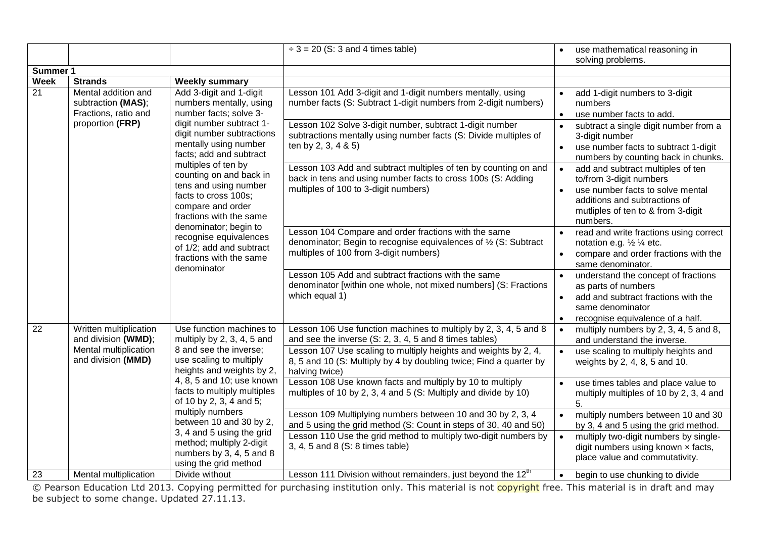| | | | ÷ 3 = 20 (S: 3 and 4 times table) | • use mathematical reasoning in solving problems. |
|---|---|---|---|---|
| **Summer 1** | | | | |
| **Week** | **Strands** | **Weekly summary** | | |
| 21 | Mental addition and subtraction **(MAS)**; Fractions, ratio and proportion **(FRP)** | Add 3-digit and 1-digit numbers mentally, using number facts; solve 3-digit number subtract 1-digit number subtractions mentally using number facts; add and subtract multiples of ten by counting on and back in tens and using number facts to cross 100s; compare and order fractions with the same denominator; begin to recognise equivalences of 1/2; add and subtract fractions with the same denominator | Lesson 101 Add 3-digit and 1-digit numbers mentally, using number facts (S: Subtract 1-digit numbers from 2-digit numbers) | • add 1-digit numbers to 3-digit numbers<br>• use number facts to add. |
| | | | Lesson 102 Solve 3-digit number, subtract 1-digit number subtractions mentally using number facts (S: Divide multiples of ten by 2, 3, 4 & 5) | • subtract a single digit number from a 3-digit number<br>• use number facts to subtract 1-digit numbers by counting back in chunks. |
| | | | Lesson 103 Add and subtract multiples of ten by counting on and back in tens and using number facts to cross 100s (S: Adding multiples of 100 to 3-digit numbers) | • add and subtract multiples of ten to/from 3-digit numbers<br>• use number facts to solve mental additions and subtractions of mutliples of ten to & from 3-digit numbers. |
| | | | Lesson 104 Compare and order fractions with the same denominator; Begin to recognise equivalences of ½ (S: Subtract multiples of 100 from 3-digit numbers) | • read and write fractions using correct notation e.g. ½ ¼ etc.<br>• compare and order fractions with the same denominator. |
| | | | Lesson 105 Add and subtract fractions with the same denominator [within one whole, not mixed numbers] (S: Fractions which equal 1) | • understand the concept of fractions as parts of numbers<br>• add and subtract fractions with the same denominator<br>• recognise equivalence of a half. |
| 22 | Written multiplication and division **(WMD)**; Mental multiplication and division **(MMD)** | Use function machines to multiply by 2, 3, 4, 5 and 8 and see the inverse; use scaling to multiply heights and weights by 2, 4, 8, 5 and 10; use known facts to multiply multiples of 10 by 2, 3, 4 and 5; multiply numbers between 10 and 30 by 2, 3, 4 and 5 using the grid method; multiply 2-digit numbers by 3, 4, 5 and 8 using the grid method | Lesson 106 Use function machines to multiply by 2, 3, 4, 5 and 8 and see the inverse (S: 2, 3, 4, 5 and 8 times tables) | • multiply numbers by 2, 3, 4, 5 and 8, and understand the inverse. |
| | | | Lesson 107 Use scaling to multiply heights and weights by 2, 4, 8, 5 and 10 (S: Multiply by 4 by doubling twice; Find a quarter by halving twice) | • use scaling to multiply heights and weights by 2, 4, 8, 5 and 10. |
| | | | Lesson 108 Use known facts and multiply by 10 to multiply multiples of 10 by 2, 3, 4 and 5 (S: Multiply and divide by 10) | • use times tables and place value to multiply multiples of 10 by 2, 3, 4 and 5. |
| | | | Lesson 109 Multiplying numbers between 10 and 30 by 2, 3, 4 and 5 using the grid method (S: Count in steps of 30, 40 and 50) | • multiply numbers between 10 and 30 by 3, 4 and 5 using the grid method. |
| | | | Lesson 110 Use the grid method to multiply two-digit numbers by 3, 4, 5 and 8 (S: 8 times table) | • multiply two-digit numbers by single-digit numbers using known × facts, place value and commutativity. |
| 23 | Mental multiplication | Divide without | Lesson 111 Division without remainders, just beyond the 12th | • begin to use chunking to divide |

© Pearson Education Ltd 2013. Copying permitted for purchasing institution only. This material is not copyright free. This material is in draft and may be subject to some change. Updated 27.11.13.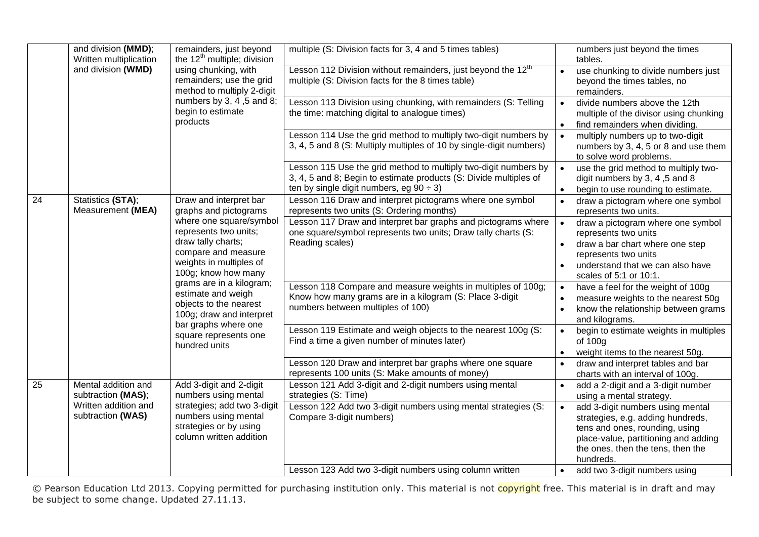| | | | | |
|---|---|---|---|---|
| | and division **(MMD)**; Written multiplication and division **(WMD)** | remainders, just beyond the 12th multiple; division using chunking, with remainders; use the grid method to multiply 2-digit numbers by 3, 4 ,5 and 8; begin to estimate products | multiple (S: Division facts for 3, 4 and 5 times tables) | numbers just beyond the times tables. |
| | | | Lesson 112 Division without remainders, just beyond the 12th multiple (S: Division facts for the 8 times table) | • use chunking to divide numbers just beyond the times tables, no remainders. |
| | | | Lesson 113 Division using chunking, with remainders (S: Telling the time: matching digital to analogue times) | • divide numbers above the 12th multiple of the divisor using chunking<br>• find remainders when dividing. |
| | | | Lesson 114 Use the grid method to multiply two-digit numbers by 3, 4, 5 and 8 (S: Multiply multiples of 10 by single-digit numbers) | • multiply numbers up to two-digit numbers by 3, 4, 5 or 8 and use them to solve word problems. |
| | | | Lesson 115 Use the grid method to multiply two-digit numbers by 3, 4, 5 and 8; Begin to estimate products (S: Divide multiples of ten by single digit numbers, eg 90 ÷ 3) | • use the grid method to multiply two-digit numbers by 3, 4 ,5 and 8<br>• begin to use rounding to estimate. |
| 24 | Statistics **(STA)**; Measurement **(MEA)** | Draw and interpret bar graphs and pictograms where one square/symbol represents two units; draw tally charts; compare and measure weights in multiples of 100g; know how many grams are in a kilogram; estimate and weigh objects to the nearest 100g; draw and interpret bar graphs where one square represents one hundred units | Lesson 116 Draw and interpret pictograms where one symbol represents two units (S: Ordering months) | • draw a pictogram where one symbol represents two units. |
| | | | Lesson 117 Draw and interpret bar graphs and pictograms where one square/symbol represents two units; Draw tally charts (S: Reading scales) | • draw a pictogram where one symbol represents two units<br>• draw a bar chart where one step represents two units<br>• understand that we can also have scales of 5:1 or 10:1. |
| | | | Lesson 118 Compare and measure weights in multiples of 100g; Know how many grams are in a kilogram (S: Place 3-digit numbers between multiples of 100) | • have a feel for the weight of 100g<br>• measure weights to the nearest 50g<br>• know the relationship between grams and kilograms. |
| | | | Lesson 119 Estimate and weigh objects to the nearest 100g (S: Find a time a given number of minutes later) | • begin to estimate weights in multiples of 100g<br>• weight items to the nearest 50g. |
| | | | Lesson 120 Draw and interpret bar graphs where one square represents 100 units (S: Make amounts of money) | • draw and interpret tables and bar charts with an interval of 100g. |
| 25 | Mental addition and subtraction **(MAS)**; Written addition and subtraction **(WAS)** | Add 3-digit and 2-digit numbers using mental strategies; add two 3-digit numbers using mental strategies or by using column written addition | Lesson 121 Add 3-digit and 2-digit numbers using mental strategies (S: Time) | • add a 2-digit and a 3-digit number using a mental strategy. |
| | | | Lesson 122 Add two 3-digit numbers using mental strategies (S: Compare 3-digit numbers) | • add 3-digit numbers using mental strategies, e.g. adding hundreds, tens and ones, rounding, using place-value, partitioning and adding the ones, then the tens, then the hundreds. |
| | | | Lesson 123 Add two 3-digit numbers using column written | • add two 3-digit numbers using |

© Pearson Education Ltd 2013. Copying permitted for purchasing institution only. This material is not copyright free. This material is in draft and may be subject to some change. Updated 27.11.13.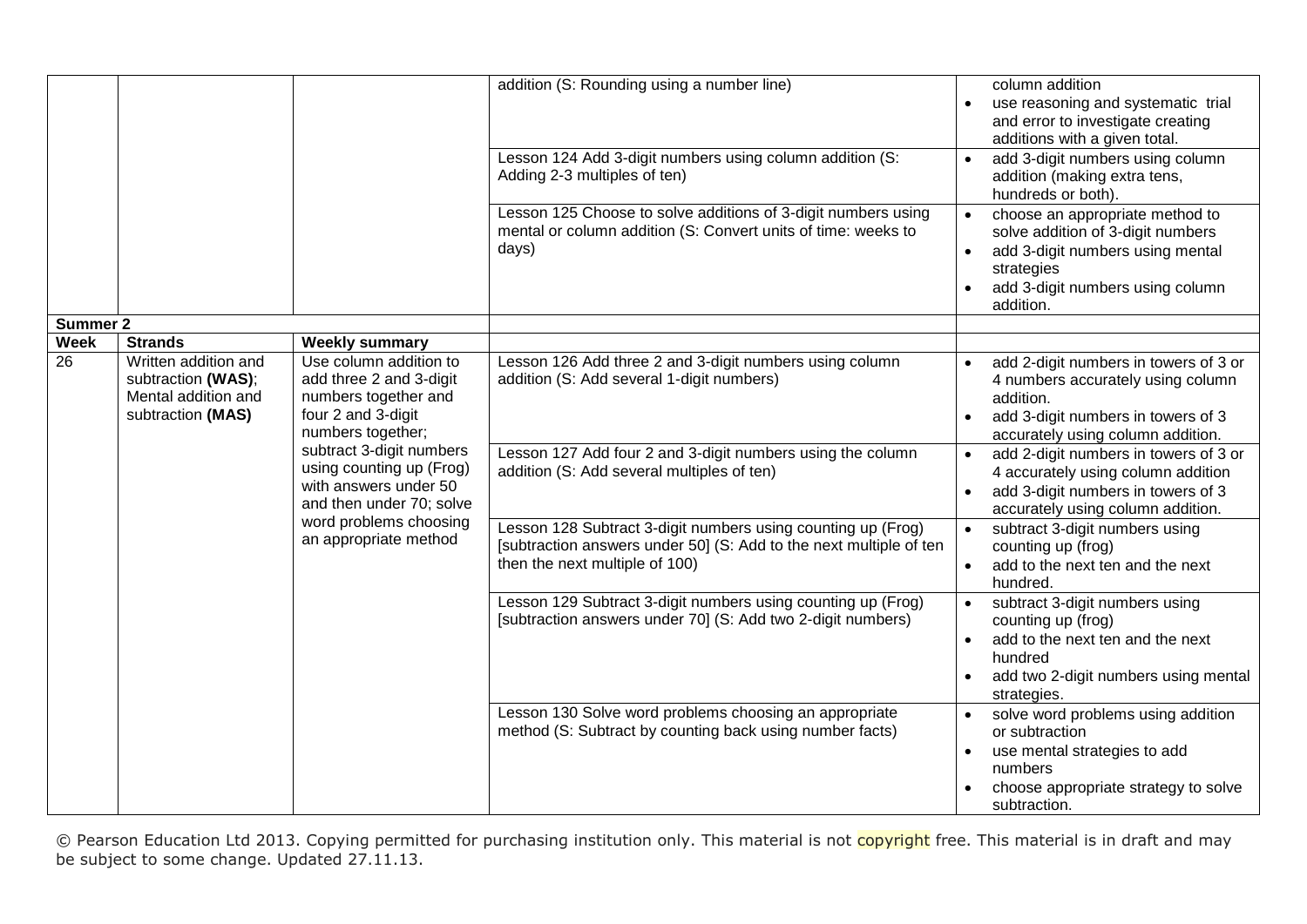| | | | addition (S: Rounding using a number line) | column addition<br>• use reasoning and systematic trial and error to investigate creating additions with a given total. |
|---|---|---|---|---|
| | | | Lesson 124 Add 3-digit numbers using column addition (S: Adding 2-3 multiples of ten) | • add 3-digit numbers using column addition (making extra tens, hundreds or both). |
| | | | Lesson 125 Choose to solve additions of 3-digit numbers using mental or column addition (S: Convert units of time: weeks to days) | • choose an appropriate method to solve addition of 3-digit numbers<br>• add 3-digit numbers using mental strategies<br>• add 3-digit numbers using column addition. |
| **Summer 2** | | | | |
| **Week** | **Strands** | **Weekly summary** | | |
| 26 | Written addition and subtraction **(WAS)**; Mental addition and subtraction **(MAS)** | Use column addition to add three 2 and 3-digit numbers together and four 2 and 3-digit numbers together; subtract 3-digit numbers using counting up (Frog) with answers under 50 and then under 70; solve word problems choosing an appropriate method | Lesson 126 Add three 2 and 3-digit numbers using column addition (S: Add several 1-digit numbers) | • add 2-digit numbers in towers of 3 or 4 numbers accurately using column addition.<br>• add 3-digit numbers in towers of 3 accurately using column addition. |
| | | | Lesson 127 Add four 2 and 3-digit numbers using the column addition (S: Add several multiples of ten) | • add 2-digit numbers in towers of 3 or 4 accurately using column addition<br>• add 3-digit numbers in towers of 3 accurately using column addition. |
| | | | Lesson 128 Subtract 3-digit numbers using counting up (Frog) [subtraction answers under 50] (S: Add to the next multiple of ten then the next multiple of 100) | • subtract 3-digit numbers using counting up (frog)<br>• add to the next ten and the next hundred. |
| | | | Lesson 129 Subtract 3-digit numbers using counting up (Frog) [subtraction answers under 70] (S: Add two 2-digit numbers) | • subtract 3-digit numbers using counting up (frog)<br>• add to the next ten and the next hundred<br>• add two 2-digit numbers using mental strategies. |
| | | | Lesson 130 Solve word problems choosing an appropriate method (S: Subtract by counting back using number facts) | • solve word problems using addition or subtraction<br>• use mental strategies to add numbers<br>• choose appropriate strategy to solve subtraction. |

© Pearson Education Ltd 2013. Copying permitted for purchasing institution only. This material is not copyright free. This material is in draft and may be subject to some change. Updated 27.11.13.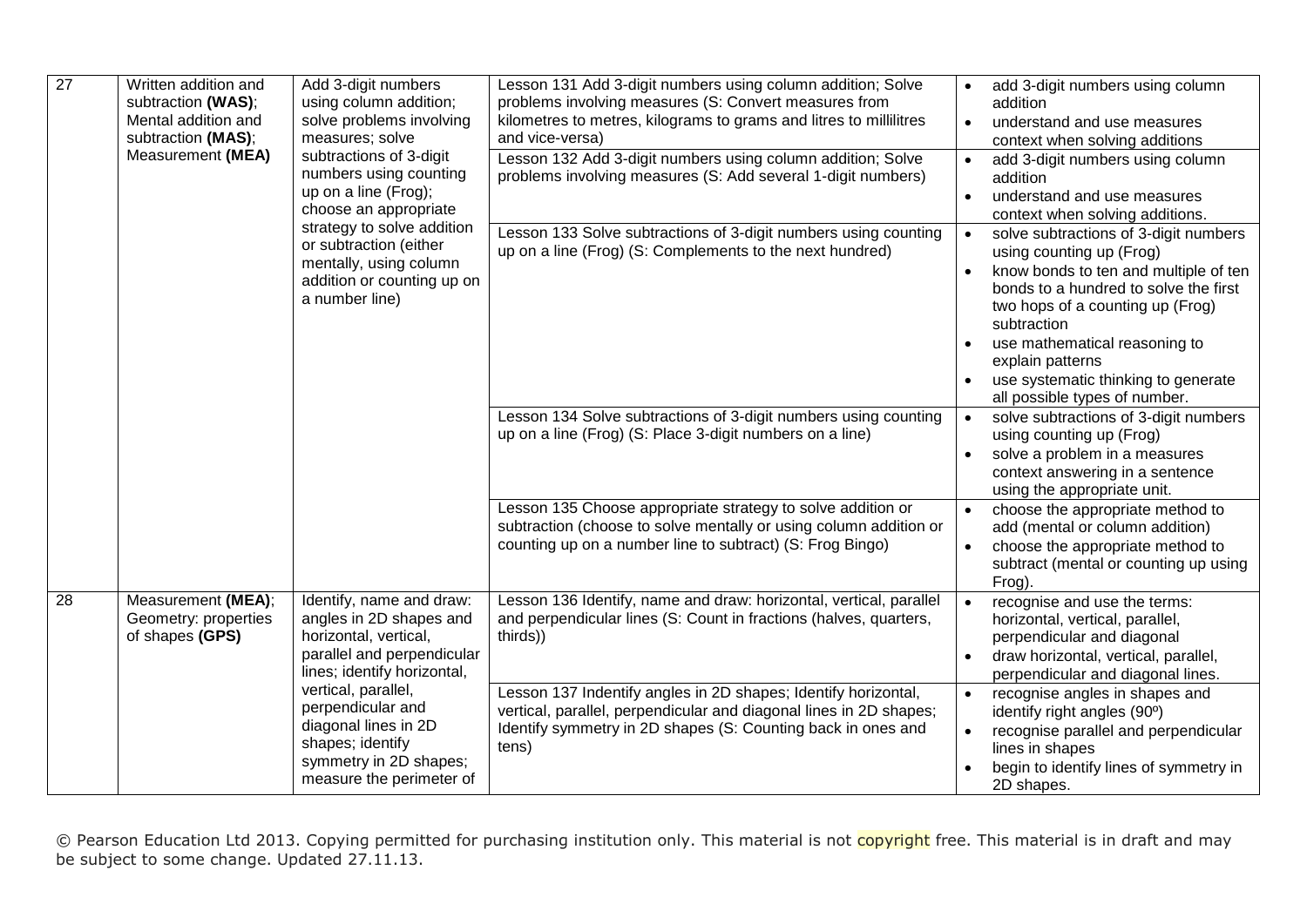| 27 | Written addition and subtraction **(WAS)**; Mental addition and subtraction **(MAS)**; Measurement **(MEA)** | Add 3-digit numbers using column addition; solve problems involving measures; solve subtractions of 3-digit numbers using counting up on a line (Frog); choose an appropriate strategy to solve addition or subtraction (either mentally, using column addition or counting up on a number line) | Lesson 131 Add 3-digit numbers using column addition; Solve problems involving measures (S: Convert measures from kilometres to metres, kilograms to grams and litres to millilitres and vice-versa) | • add 3-digit numbers using column addition<br>• understand and use measures context when solving additions |
|---|---|---|---|---|
| | | | Lesson 132 Add 3-digit numbers using column addition; Solve problems involving measures (S: Add several 1-digit numbers) | • add 3-digit numbers using column addition<br>• understand and use measures context when solving additions. |
| | | | Lesson 133 Solve subtractions of 3-digit numbers using counting up on a line (Frog) (S: Complements to the next hundred) | • solve subtractions of 3-digit numbers using counting up (Frog)<br>• know bonds to ten and multiple of ten bonds to a hundred to solve the first two hops of a counting up (Frog) subtraction<br>• use mathematical reasoning to explain patterns<br>• use systematic thinking to generate all possible types of number. |
| | | | Lesson 134 Solve subtractions of 3-digit numbers using counting up on a line (Frog) (S: Place 3-digit numbers on a line) | • solve subtractions of 3-digit numbers using counting up (Frog)<br>• solve a problem in a measures context answering in a sentence using the appropriate unit. |
| | | | Lesson 135 Choose appropriate strategy to solve addition or subtraction (choose to solve mentally or using column addition or counting up on a number line to subtract) (S: Frog Bingo) | • choose the appropriate method to add (mental or column addition)<br>• choose the appropriate method to subtract (mental or counting up using Frog). |
| 28 | Measurement **(MEA)**; Geometry: properties of shapes **(GPS)** | Identify, name and draw: angles in 2D shapes and horizontal, vertical, parallel and perpendicular lines; identify horizontal, vertical, parallel, perpendicular and diagonal lines in 2D shapes; identify symmetry in 2D shapes; measure the perimeter of | Lesson 136 Identify, name and draw: horizontal, vertical, parallel and perpendicular lines (S: Count in fractions (halves, quarters, thirds)) | • recognise and use the terms: horizontal, vertical, parallel, perpendicular and diagonal<br>• draw horizontal, vertical, parallel, perpendicular and diagonal lines. |
| | | | Lesson 137 Indentify angles in 2D shapes; Identify horizontal, vertical, parallel, perpendicular and diagonal lines in 2D shapes; Identify symmetry in 2D shapes (S: Counting back in ones and tens) | • recognise angles in shapes and identify right angles (90º)<br>• recognise parallel and perpendicular lines in shapes<br>• begin to identify lines of symmetry in 2D shapes. |

© Pearson Education Ltd 2013. Copying permitted for purchasing institution only. This material is not copyright free. This material is in draft and may be subject to some change. Updated 27.11.13.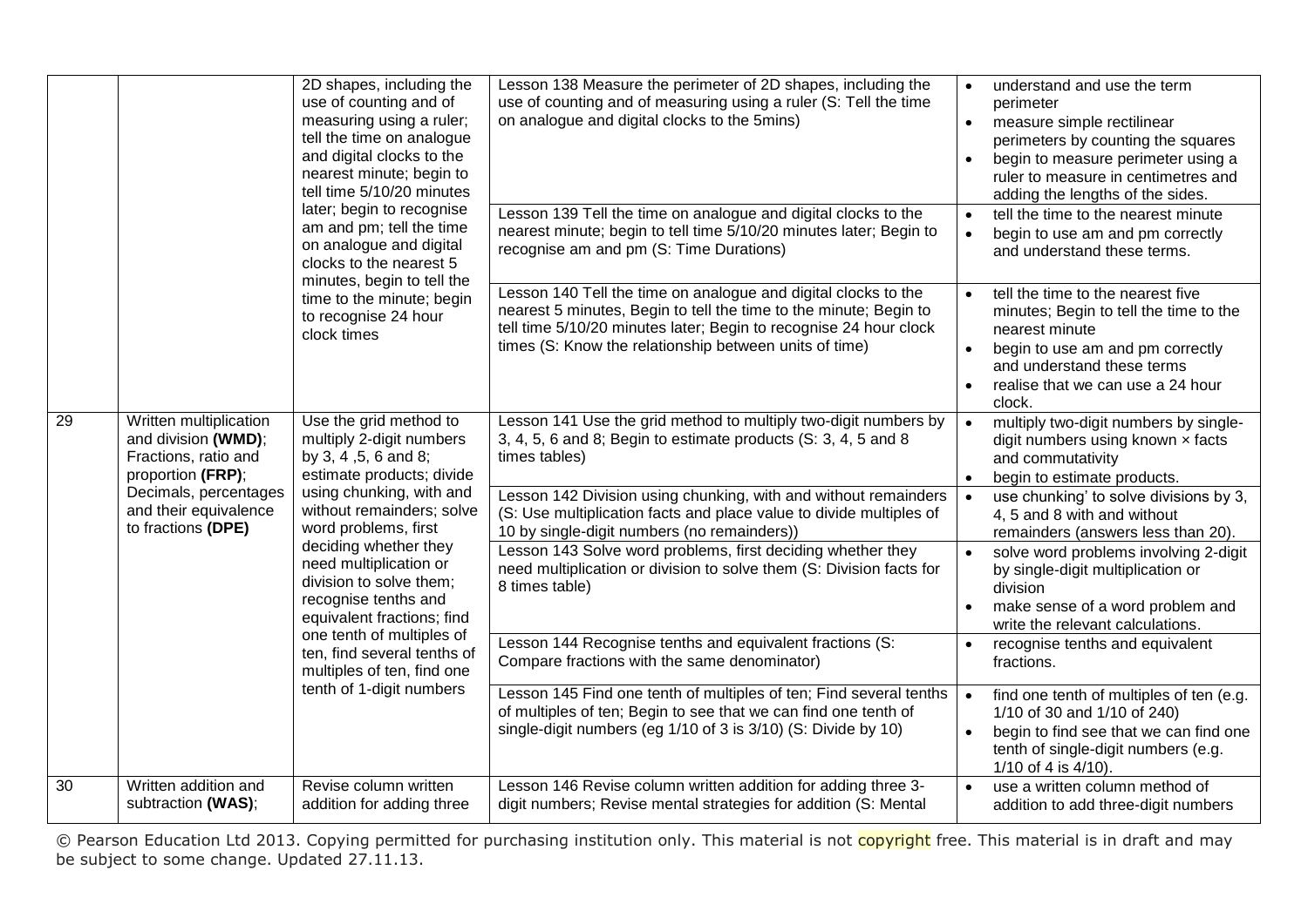| | | | | |
|---|---|---|---|---|
| | | 2D shapes, including the use of counting and of measuring using a ruler; tell the time on analogue and digital clocks to the nearest minute; begin to tell time 5/10/20 minutes later; begin to recognise am and pm; tell the time on analogue and digital clocks to the nearest 5 minutes, begin to tell the time to the minute; begin to recognise 24 hour clock times | Lesson 138 Measure the perimeter of 2D shapes, including the use of counting and of measuring using a ruler (S: Tell the time on analogue and digital clocks to the 5mins) | • understand and use the term perimeter<br>• measure simple rectilinear perimeters by counting the squares<br>• begin to measure perimeter using a ruler to measure in centimetres and adding the lengths of the sides. |
| | | | Lesson 139 Tell the time on analogue and digital clocks to the nearest minute; begin to tell time 5/10/20 minutes later; Begin to recognise am and pm (S: Time Durations) | • tell the time to the nearest minute<br>• begin to use am and pm correctly and understand these terms. |
| | | | Lesson 140 Tell the time on analogue and digital clocks to the nearest 5 minutes, Begin to tell the time to the minute; Begin to tell time 5/10/20 minutes later; Begin to recognise 24 hour clock times (S: Know the relationship between units of time) | • tell the time to the nearest five minutes; Begin to tell the time to the nearest minute<br>• begin to use am and pm correctly and understand these terms<br>• realise that we can use a 24 hour clock. |
| 29 | Written multiplication and division **(WMD)**; Fractions, ratio and proportion **(FRP)**; Decimals, percentages and their equivalence to fractions **(DPE)** | Use the grid method to multiply 2-digit numbers by 3, 4 ,5, 6 and 8; estimate products; divide using chunking, with and without remainders; solve word problems, first deciding whether they need multiplication or division to solve them; recognise tenths and equivalent fractions; find one tenth of multiples of ten, find several tenths of multiples of ten, find one tenth of 1-digit numbers | Lesson 141 Use the grid method to multiply two-digit numbers by 3, 4, 5, 6 and 8; Begin to estimate products (S: 3, 4, 5 and 8 times tables) | • multiply two-digit numbers by single-digit numbers using known × facts and commutativity<br>• begin to estimate products. |
| | | | Lesson 142 Division using chunking, with and without remainders (S: Use multiplication facts and place value to divide multiples of 10 by single-digit numbers (no remainders)) | • use chunking' to solve divisions by 3, 4, 5 and 8 with and without remainders (answers less than 20). |
| | | | Lesson 143 Solve word problems, first deciding whether they need multiplication or division to solve them (S: Division facts for 8 times table) | • solve word problems involving 2-digit by single-digit multiplication or division<br>• make sense of a word problem and write the relevant calculations. |
| | | | Lesson 144 Recognise tenths and equivalent fractions (S: Compare fractions with the same denominator) | • recognise tenths and equivalent fractions. |
| | | | Lesson 145 Find one tenth of multiples of ten; Find several tenths of multiples of ten; Begin to see that we can find one tenth of single-digit numbers (eg 1/10 of 3 is 3/10) (S: Divide by 10) | • find one tenth of multiples of ten (e.g. 1/10 of 30 and 1/10 of 240)<br>• begin to find see that we can find one tenth of single-digit numbers (e.g. 1/10 of 4 is 4/10). |
| 30 | Written addition and subtraction **(WAS)**; | Revise column written addition for adding three | Lesson 146 Revise column written addition for adding three 3-digit numbers; Revise mental strategies for addition (S: Mental | • use a written column method of addition to add three-digit numbers |

© Pearson Education Ltd 2013. Copying permitted for purchasing institution only. This material is not copyright free. This material is in draft and may be subject to some change. Updated 27.11.13.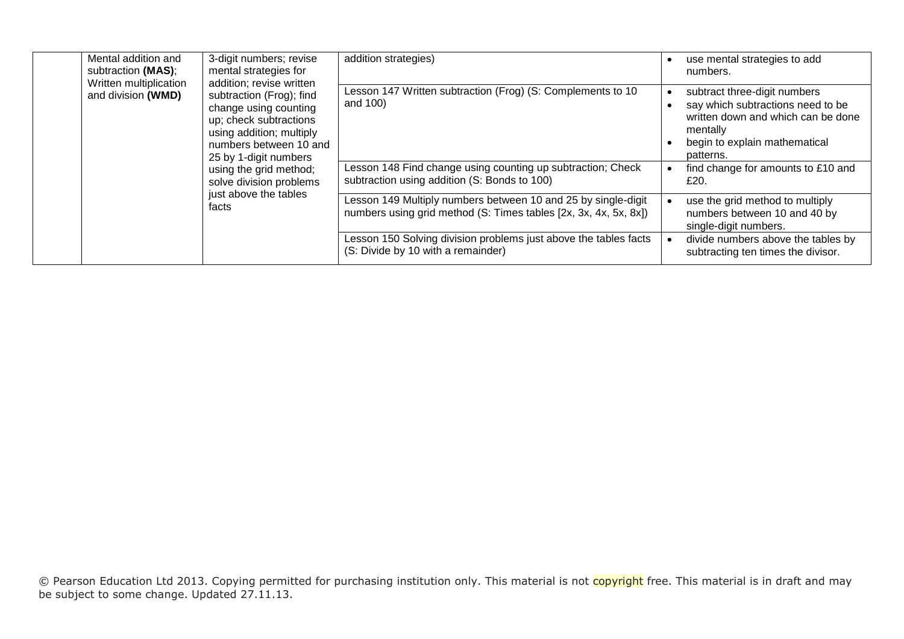| | | | | |
|---|---|---|---|---|
| | Mental addition and subtraction **(MAS)**; Written multiplication and division **(WMD)** | 3-digit numbers; revise mental strategies for addition; revise written subtraction (Frog); find change using counting up; check subtractions using addition; multiply numbers between 10 and 25 by 1-digit numbers using the grid method; solve division problems just above the tables facts | addition strategies) | • use mental strategies to add numbers. |
| | | | Lesson 147 Written subtraction (Frog) (S: Complements to 10 and 100) | • subtract three-digit numbers<br>• say which subtractions need to be written down and which can be done mentally<br>• begin to explain mathematical patterns. |
| | | | Lesson 148 Find change using counting up subtraction; Check subtraction using addition (S: Bonds to 100) | • find change for amounts to £10 and £20. |
| | | | Lesson 149 Multiply numbers between 10 and 25 by single-digit numbers using grid method (S: Times tables [2x, 3x, 4x, 5x, 8x]) | • use the grid method to multiply numbers between 10 and 40 by single-digit numbers. |
| | | | Lesson 150 Solving division problems just above the tables facts (S: Divide by 10 with a remainder) | • divide numbers above the tables by subtracting ten times the divisor. |

© Pearson Education Ltd 2013. Copying permitted for purchasing institution only. This material is not copyright free. This material is in draft and may be subject to some change. Updated 27.11.13.